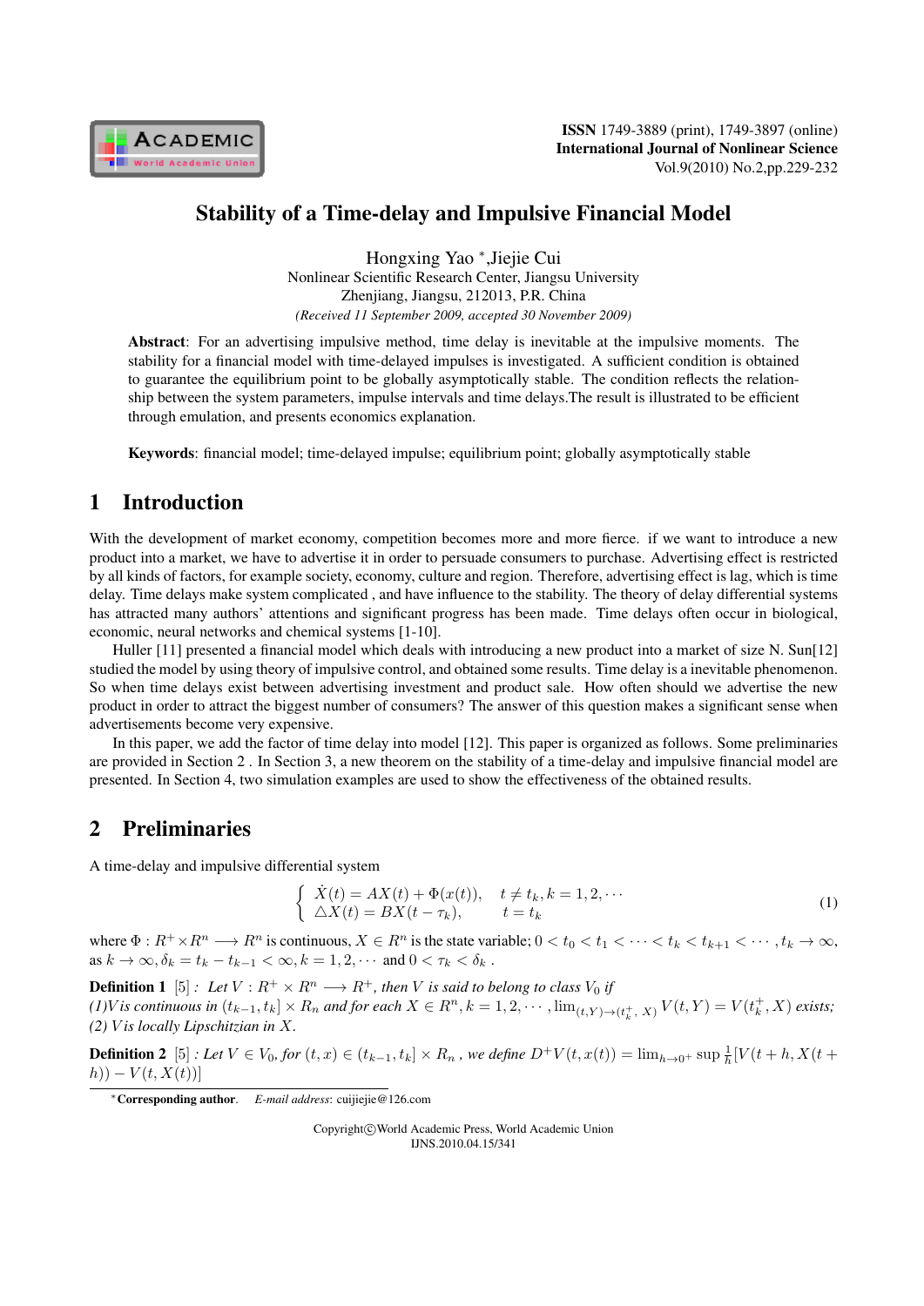# Stability of a Time-delay and Impulsive Financial Model

Hongxing Yao *, Jiejie Cui

Nonlinear Scientific Research Center, Jiangsu University
Zhenjiang, Jiangsu, 212013, P.R. China

*(Received 11 September 2009, accepted 30 November 2009)*

**Abstract**: For an advertising impulsive method, time delay is inevitable at the impulsive moments. The stability for a financial model with time-delayed impulses is investigated. A sufficient condition is obtained to guarantee the equilibrium point to be globally asymptotically stable. The condition reflects the relationship between the system parameters, impulse intervals and time delays.The result is illustrated to be efficient through emulation, and presents economics explanation.

**Keywords**: financial model; time-delayed impulse; equilibrium point; globally asymptotically stable

## 1 Introduction

With the development of market economy, competition becomes more and more fierce. if we want to introduce a new product into a market, we have to advertise it in order to persuade consumers to purchase. Advertising effect is restricted by all kinds of factors, for example society, economy, culture and region. Therefore, advertising effect is lag, which is time delay. Time delays make system complicated , and have influence to the stability. The theory of delay differential systems has attracted many authors' attentions and significant progress has been made. Time delays often occur in biological, economic, neural networks and chemical systems [1-10].

Huller [11] presented a financial model which deals with introducing a new product into a market of size N. Sun[12] studied the model by using theory of impulsive control, and obtained some results. Time delay is a inevitable phenomenon. So when time delays exist between advertising investment and product sale. How often should we advertise the new product in order to attract the biggest number of consumers? The answer of this question makes a significant sense when advertisements become very expensive.

In this paper, we add the factor of time delay into model [12]. This paper is organized as follows. Some preliminaries are provided in Section 2 . In Section 3, a new theorem on the stability of a time-delay and impulsive financial model are presented. In Section 4, two simulation examples are used to show the effectiveness of the obtained results.

## 2 Preliminaries

A time-delay and impulsive differential system

$$\begin{cases} \dot{X}(t) = AX(t) + \Phi(x(t)), & t \neq t_k, k = 1, 2, \cdots \\ \triangle X(t) = BX(t - \tau_k), & t = t_k \end{cases} \tag{1}$$

where $\Phi : R^+ \times R^n \longrightarrow R^n$ is continuous, $X \in R^n$ is the state variable; $0 < t_0 < t_1 < \cdots < t_k < t_{k+1} < \cdots, t_k \to \infty$, as $k \to \infty, \delta_k = t_k - t_{k-1} < \infty, k = 1, 2, \cdots$ and $0 < \tau_k < \delta_k$ .

**Definition 1** [5] *: Let $V : R^+ \times R^n \longrightarrow R^+$, then $V$ is said to belong to class $V_0$ if*
*(1)$V$ is continuous in $(t_{k-1}, t_k] \times R_n$ and for each $X \in R^n, k = 1, 2, \cdots, \lim_{(t,Y)\to(t_k^+, X)} V(t, Y) = V(t_k^+, X)$ exists;*
*(2) $V$ is locally Lipschitzian in $X$.*

**Definition 2** [5] *: Let $V \in V_0$, for $(t, x) \in (t_{k-1}, t_k] \times R_n$ , we define $D^+V(t, x(t)) = \lim_{h\to 0^+} \sup \frac{1}{h}[V(t + h, X(t + h)) - V(t, X(t))]$*

*Corresponding author. *E-mail address*: cuijiejie@126.com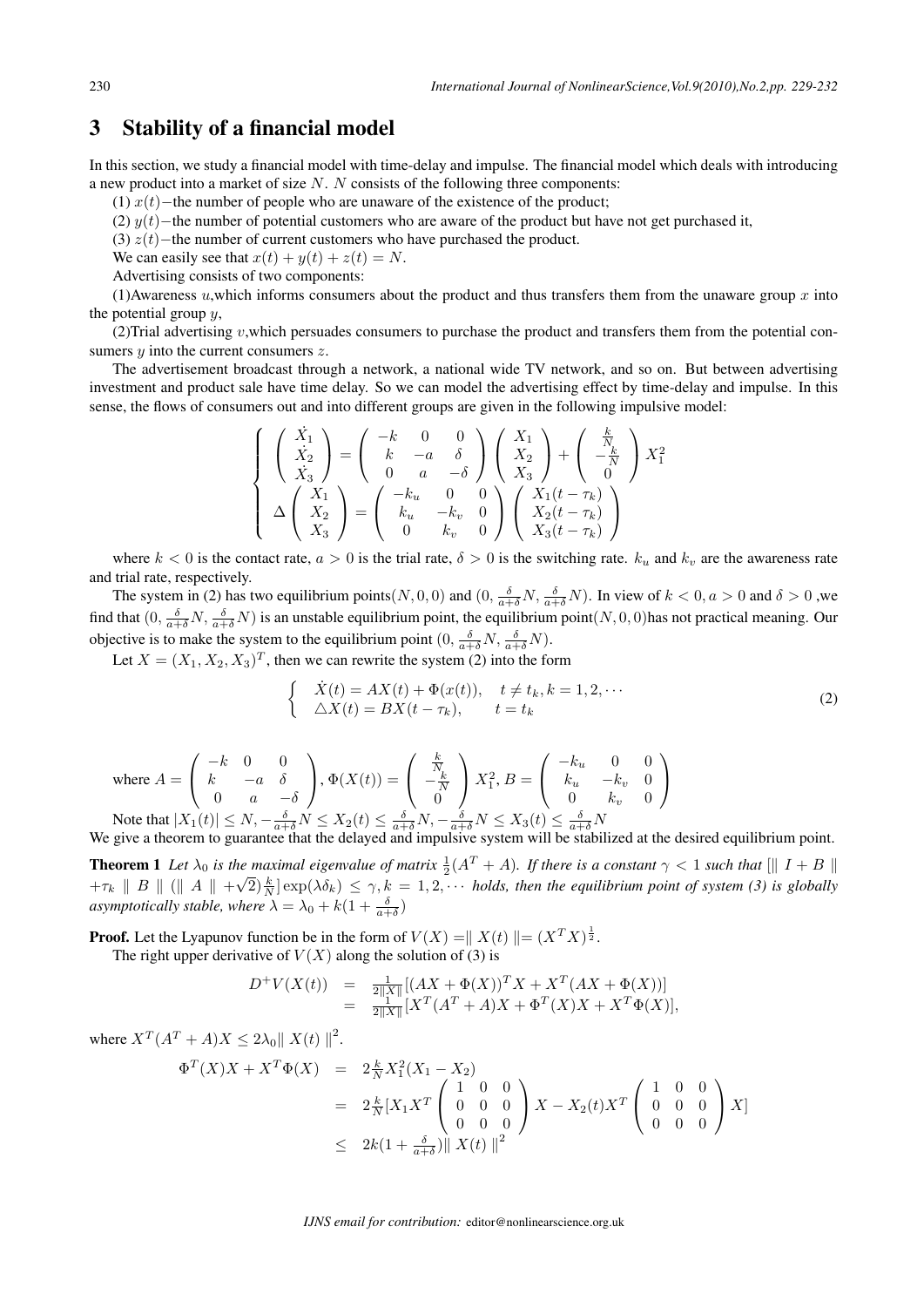## 3 Stability of a financial model

In this section, we study a financial model with time-delay and impulse. The financial model which deals with introducing a new product into a market of size $N$. $N$ consists of the following three components:

(1) $x(t)-$the number of people who are unaware of the existence of the product;

(2) $y(t)-$the number of potential customers who are aware of the product but have not get purchased it,

(3) $z(t)-$the number of current customers who have purchased the product.

We can easily see that $x(t) + y(t) + z(t) = N$.

Advertising consists of two components:

(1)Awareness $u$,which informs consumers about the product and thus transfers them from the unaware group $x$ into the potential group $y$,

(2)Trial advertising $v$,which persuades consumers to purchase the product and transfers them from the potential consumers $y$ into the current consumers $z$.

The advertisement broadcast through a network, a national wide TV network, and so on. But between advertising investment and product sale have time delay. So we can model the advertising effect by time-delay and impulse. In this sense, the flows of consumers out and into different groups are given in the following impulsive model:

$$\begin{cases} \begin{pmatrix} \dot{X_1} \\ \dot{X_2} \\ \dot{X_3} \end{pmatrix} = \begin{pmatrix} -k & 0 & 0 \\ k & -a & \delta \\ 0 & a & -\delta \end{pmatrix} \begin{pmatrix} X_1 \\ X_2 \\ X_3 \end{pmatrix} + \begin{pmatrix} \frac{k}{N} \\ -\frac{k}{N} \\ 0 \end{pmatrix} X_1^2 \\ \Delta \begin{pmatrix} X_1 \\ X_2 \\ X_3 \end{pmatrix} = \begin{pmatrix} -k_u & 0 & 0 \\ k_u & -k_v & 0 \\ 0 & k_v & 0 \end{pmatrix} \begin{pmatrix} X_1(t-\tau_k) \\ X_2(t-\tau_k) \\ X_3(t-\tau_k) \end{pmatrix} \end{cases}$$

where $k < 0$ is the contact rate, $a > 0$ is the trial rate, $\delta > 0$ is the switching rate. $k_u$ and $k_v$ are the awareness rate and trial rate, respectively.

The system in (2) has two equilibrium points$(N, 0, 0)$ and $(0, \frac{\delta}{a+\delta}N, \frac{\delta}{a+\delta}N)$. In view of $k < 0, a > 0$ and $\delta > 0$ ,we find that $(0, \frac{\delta}{a+\delta}N, \frac{\delta}{a+\delta}N)$ is an unstable equilibrium point, the equilibrium point$(N, 0, 0)$has not practical meaning. Our objective is to make the system to the equilibrium point $(0, \frac{\delta}{a+\delta}N, \frac{\delta}{a+\delta}N)$.

Let $X = (X_1, X_2, X_3)^T$, then we can rewrite the system (2) into the form

$$\begin{cases} \dot{X}(t) = AX(t) + \Phi(x(t)), & t \neq t_k, k = 1, 2, \cdots \\ \triangle X(t) = BX(t-\tau_k), & t = t_k \end{cases} \tag{2}$$

where $A = \begin{pmatrix} -k & 0 & 0 \\ k & -a & \delta \\ 0 & a & -\delta \end{pmatrix}$, $\Phi(X(t)) = \begin{pmatrix} \frac{k}{N} \\ -\frac{k}{N} \\ 0 \end{pmatrix} X_1^2$, $B = \begin{pmatrix} -k_u & 0 & 0 \\ k_u & -k_v & 0 \\ 0 & k_v & 0 \end{pmatrix}$

Note that $|X_1(t)| \leq N, -\frac{\delta}{a+\delta}N \leq X_2(t) \leq \frac{\delta}{a+\delta}N, -\frac{\delta}{a+\delta}N \leq X_3(t) \leq \frac{\delta}{a+\delta}N$

We give a theorem to guarantee that the delayed and impulsive system will be stabilized at the desired equilibrium point.

**Theorem 1** *Let $\lambda_0$ is the maximal eigenvalue of matrix $\frac{1}{2}(A^T + A)$. If there is a constant $\gamma < 1$ such that $[\| I + B \| + \tau_k \| B \| (\| A \| + \sqrt{2})\frac{k}{N}] \exp(\lambda \delta_k) \leq \gamma, k = 1, 2, \cdots$ holds, then the equilibrium point of system (3) is globally asymptotically stable, where $\lambda = \lambda_0 + k(1 + \frac{\delta}{a+\delta})$*

**Proof.** Let the Lyapunov function be in the form of $V(X) = \| X(t) \| = (X^T X)^{\frac{1}{2}}$.

The right upper derivative of $V(X)$ along the solution of (3) is

$$\begin{aligned} D^+V(X(t)) &= \tfrac{1}{2\|X\|}[(AX + \Phi(X))^T X + X^T(AX + \Phi(X))] \\ &= \tfrac{1}{2\|X\|}[X^T(A^T + A)X + \Phi^T(X)X + X^T\Phi(X)], \end{aligned}$$

where $X^T(A^T + A)X \leq 2\lambda_0 \| X(t) \|^2$.

$$\begin{aligned} \Phi^T(X)X + X^T\Phi(X) &= 2\tfrac{k}{N}X_1^2(X_1 - X_2) \\ &= 2\tfrac{k}{N}[X_1 X^T \begin{pmatrix} 1 & 0 & 0 \\ 0 & 0 & 0 \\ 0 & 0 & 0 \end{pmatrix} X - X_2(t) X^T \begin{pmatrix} 1 & 0 & 0 \\ 0 & 0 & 0 \\ 0 & 0 & 0 \end{pmatrix} X] \\ &\leq 2k(1 + \tfrac{\delta}{a+\delta}) \| X(t) \|^2 \end{aligned}$$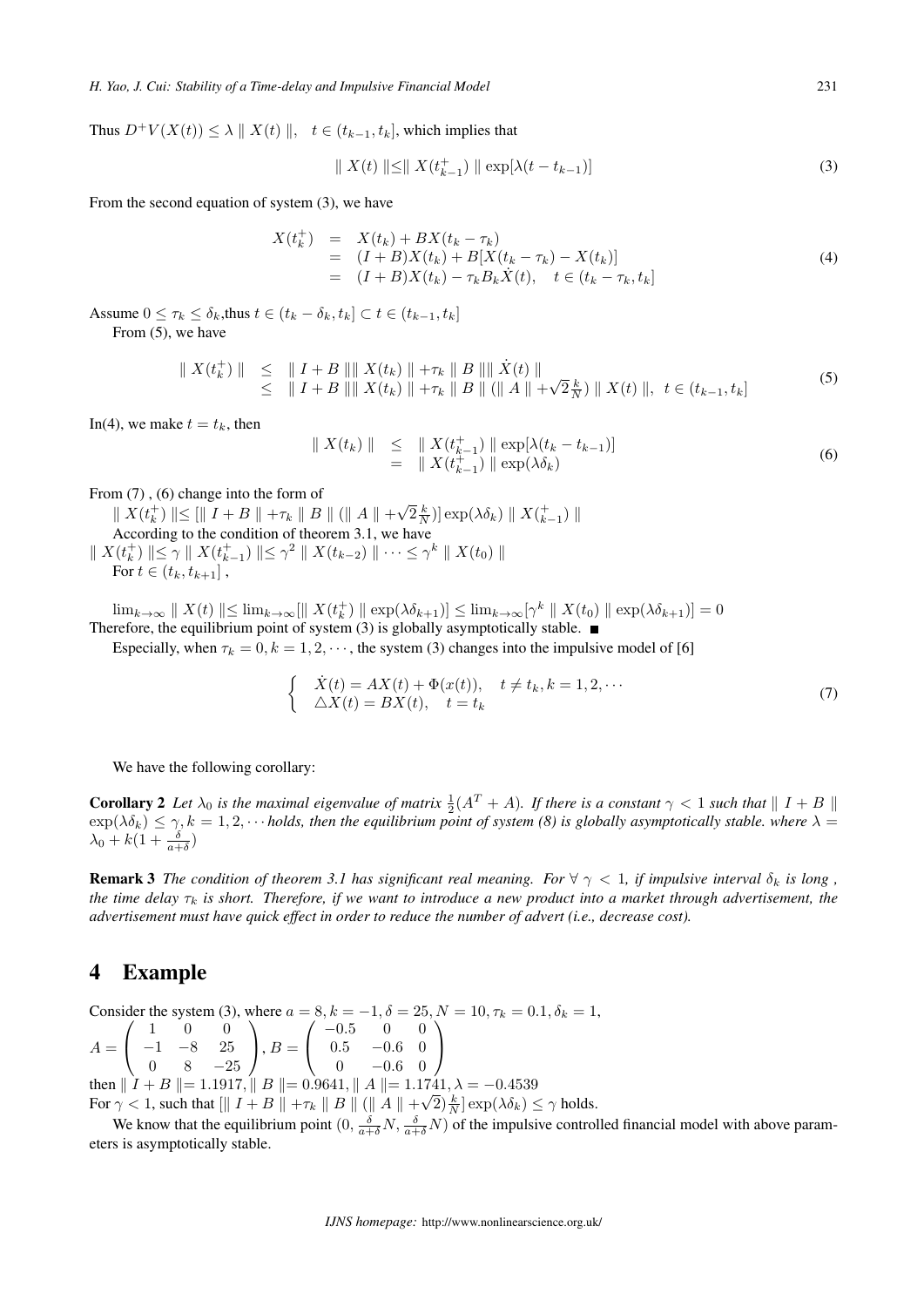Thus $D^+V(X(t)) \leq \lambda \parallel X(t) \parallel, \quad t \in (t_{k-1}, t_k]$, which implies that

$$\parallel X(t) \parallel \leq \parallel X(t_{k-1}^+) \parallel \exp[\lambda(t - t_{k-1})] \tag{3}$$

From the second equation of system (3), we have

$$\begin{array}{rcl} X(t_k^+) & = & X(t_k) + BX(t_k - \tau_k) \\ & = & (I+B)X(t_k) + B[X(t_k - \tau_k) - X(t_k)] \\ & = & (I+B)X(t_k) - \tau_k B_k \dot{X}(t), \quad t \in (t_k - \tau_k, t_k] \end{array} \tag{4}$$

Assume $0 \leq \tau_k \leq \delta_k$,thus $t \in (t_k - \delta_k, t_k] \subset t \in (t_{k-1}, t_k]$

From (5), we have

$$\begin{array}{rcl} \parallel X(t_k^+) \parallel & \leq & \parallel I+B \parallel \parallel X(t_k) \parallel + \tau_k \parallel B \parallel \parallel \dot{X}(t) \parallel \\ & \leq & \parallel I+B \parallel \parallel X(t_k) \parallel + \tau_k \parallel B \parallel (\parallel A \parallel + \sqrt{2}\frac{k}{N}) \parallel X(t) \parallel, \ \ t \in (t_{k-1}, t_k] \end{array} \tag{5}$$

In(4), we make $t = t_k$, then

$$\begin{array}{rcl} \parallel X(t_k) \parallel & \leq & \parallel X(t_{k-1}^+) \parallel \exp[\lambda(t_k - t_{k-1})] \\ & = & \parallel X(t_{k-1}^+) \parallel \exp(\lambda \delta_k) \end{array} \tag{6}$$

From (7) , (6) change into the form of

$\parallel X(t_k^+) \parallel \leq [\parallel I+B \parallel + \tau_k \parallel B \parallel (\parallel A \parallel + \sqrt{2}\frac{k}{N})] \exp(\lambda \delta_k) \parallel X(_{k-1}^+) \parallel$

According to the condition of theorem 3.1, we have

$\parallel X(t_k^+) \parallel \leq \gamma \parallel X(t_{k-1}^+) \parallel \leq \gamma^2 \parallel X(t_{k-2}) \parallel \cdots \leq \gamma^k \parallel X(t_0) \parallel$

For $t \in (t_k, t_{k+1}]$ ,

$\lim_{k\to\infty} \parallel X(t) \parallel \leq \lim_{k\to\infty} [\parallel X(t_k^+) \parallel \exp(\lambda \delta_{k+1})] \leq \lim_{k\to\infty} [\gamma^k \parallel X(t_0) \parallel \exp(\lambda \delta_{k+1})] = 0$

Therefore, the equilibrium point of system (3) is globally asymptotically stable. ■

Especially, when $\tau_k = 0, k = 1, 2, \cdots$, the system (3) changes into the impulsive model of [6]

$$\left\{ \begin{array}{l} \dot{X}(t) = AX(t) + \Phi(x(t)), \quad t \neq t_k, k = 1, 2, \cdots \\ \triangle X(t) = BX(t), \quad t = t_k \end{array} \right. \tag{7}$$

We have the following corollary:

**Corollary 2** *Let $\lambda_0$ is the maximal eigenvalue of matrix $\frac{1}{2}(A^T + A)$. If there is a constant $\gamma < 1$ such that $\parallel I+B \parallel \exp(\lambda \delta_k) \leq \gamma, k = 1, 2, \cdots$ holds, then the equilibrium point of system (8) is globally asymptotically stable. where $\lambda = \lambda_0 + k(1 + \frac{\delta}{a+\delta})$*

**Remark 3** *The condition of theorem 3.1 has significant real meaning. For $\forall \ \gamma < 1$, if impulsive interval $\delta_k$ is long , the time delay $\tau_k$ is short. Therefore, if we want to introduce a new product into a market through advertisement, the advertisement must have quick effect in order to reduce the number of advert (i.e., decrease cost).*

# 4 Example

Consider the system (3), where $a = 8, k = -1, \delta = 25, N = 10, \tau_k = 0.1, \delta_k = 1$,

$A = \begin{pmatrix} 1 & 0 & 0 \\ -1 & -8 & 25 \\ 0 & 8 & -25 \end{pmatrix}, B = \begin{pmatrix} -0.5 & 0 & 0 \\ 0.5 & -0.6 & 0 \\ 0 & -0.6 & 0 \end{pmatrix}$

then $\parallel I+B \parallel = 1.1917, \parallel B \parallel = 0.9641, \parallel A \parallel = 1.1741, \lambda = -0.4539$

For $\gamma < 1$, such that $[\parallel I+B \parallel + \tau_k \parallel B \parallel (\parallel A \parallel + \sqrt{2})\frac{k}{N}] \exp(\lambda \delta_k) \leq \gamma$ holds.

We know that the equilibrium point $(0, \frac{\delta}{a+\delta}N, \frac{\delta}{a+\delta}N)$ of the impulsive controlled financial model with above parameters is asymptotically stable.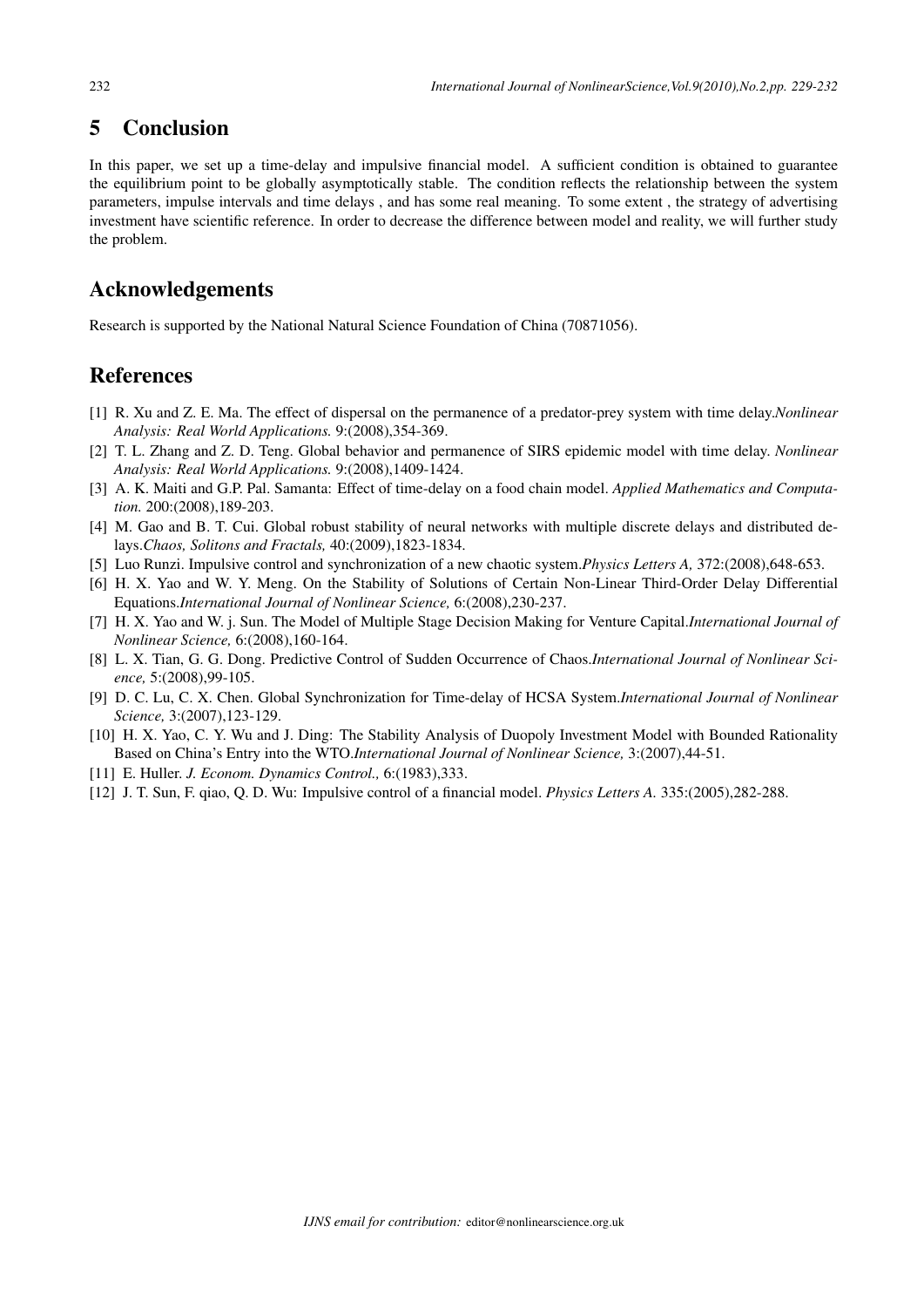## 5 Conclusion

In this paper, we set up a time-delay and impulsive financial model. A sufficient condition is obtained to guarantee the equilibrium point to be globally asymptotically stable. The condition reflects the relationship between the system parameters, impulse intervals and time delays , and has some real meaning. To some extent , the strategy of advertising investment have scientific reference. In order to decrease the difference between model and reality, we will further study the problem.

## Acknowledgements

Research is supported by the National Natural Science Foundation of China (70871056).

## References

[1] R. Xu and Z. E. Ma. The effect of dispersal on the permanence of a predator-prey system with time delay.*Nonlinear Analysis: Real World Applications.* 9:(2008),354-369.

[2] T. L. Zhang and Z. D. Teng. Global behavior and permanence of SIRS epidemic model with time delay. *Nonlinear Analysis: Real World Applications.* 9:(2008),1409-1424.

[3] A. K. Maiti and G.P. Pal. Samanta: Effect of time-delay on a food chain model. *Applied Mathematics and Computation.* 200:(2008),189-203.

[4] M. Gao and B. T. Cui. Global robust stability of neural networks with multiple discrete delays and distributed delays.*Chaos, Solitons and Fractals,* 40:(2009),1823-1834.

[5] Luo Runzi. Impulsive control and synchronization of a new chaotic system.*Physics Letters A,* 372:(2008),648-653.

[6] H. X. Yao and W. Y. Meng. On the Stability of Solutions of Certain Non-Linear Third-Order Delay Differential Equations.*International Journal of Nonlinear Science,* 6:(2008),230-237.

[7] H. X. Yao and W. j. Sun. The Model of Multiple Stage Decision Making for Venture Capital.*International Journal of Nonlinear Science,* 6:(2008),160-164.

[8] L. X. Tian, G. G. Dong. Predictive Control of Sudden Occurrence of Chaos.*International Journal of Nonlinear Science,* 5:(2008),99-105.

[9] D. C. Lu, C. X. Chen. Global Synchronization for Time-delay of HCSA System.*International Journal of Nonlinear Science,* 3:(2007),123-129.

[10] H. X. Yao, C. Y. Wu and J. Ding: The Stability Analysis of Duopoly Investment Model with Bounded Rationality Based on China's Entry into the WTO.*International Journal of Nonlinear Science,* 3:(2007),44-51.

[11] E. Huller. *J. Econom. Dynamics Control.,* 6:(1983),333.

[12] J. T. Sun, F. qiao, Q. D. Wu: Impulsive control of a financial model. *Physics Letters A.* 335:(2005),282-288.